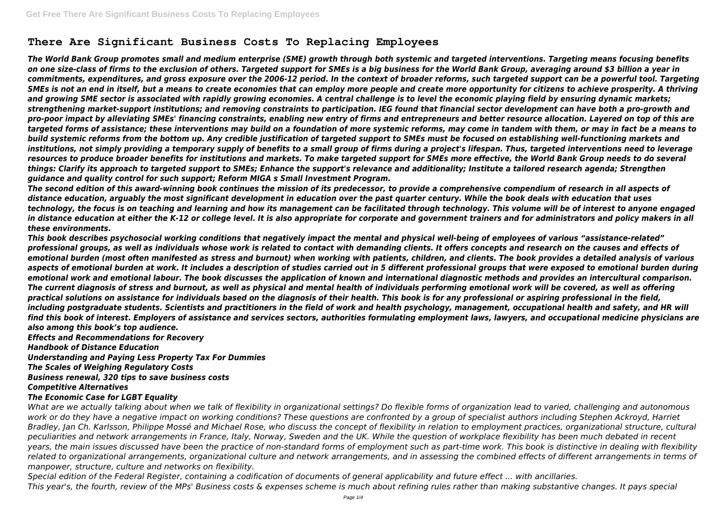# There Are Significant Business Costs To Replacing Employees

*The World Bank Group promotes small and medium enterprise (SME) growth through both systemic and targeted interventions. Targeting means focusing benefits on one size-class of firms to the exclusion of others. Targeted support for SMEs is a big business for the World Bank Group, averaging around $3 billion a year in commitments, expenditures, and gross exposure over the 2006-12 period. In the context of broader reforms, such targeted support can be a powerful tool. Targeting SMEs is not an end in itself, but a means to create economies that can employ more people and create more opportunity for citizens to achieve prosperity. A thriving and growing SME sector is associated with rapidly growing economies. A central challenge is to level the economic playing field by ensuring dynamic markets; strengthening market-support institutions; and removing constraints to participation. IEG found that financial sector development can have both a pro-growth and pro-poor impact by alleviating SMEs' financing constraints, enabling new entry of firms and entrepreneurs and better resource allocation. Layered on top of this are targeted forms of assistance; these interventions may build on a foundation of more systemic reforms, may come in tandem with them, or may in fact be a means to build systemic reforms from the bottom up. Any credible justification of targeted support to SMEs must be focused on establishing well-functioning markets and institutions, not simply providing a temporary supply of benefits to a small group of firms during a project's lifespan. Thus, targeted interventions need to leverage resources to produce broader benefits for institutions and markets. To make targeted support for SMEs more effective, the World Bank Group needs to do several things: Clarify its approach to targeted support to SMEs; Enhance the support's relevance and additionality; Institute a tailored research agenda; Strengthen guidance and quality control for such support; Reform MIGA s Small Investment Program.*

*The second edition of this award-winning book continues the mission of its predecessor, to provide a comprehensive compendium of research in all aspects of distance education, arguably the most significant development in education over the past quarter century. While the book deals with education that uses technology, the focus is on teaching and learning and how its management can be facilitated through technology. This volume will be of interest to anyone engaged in distance education at either the K-12 or college level. It is also appropriate for corporate and government trainers and for administrators and policy makers in all these environments.*

*This book describes psychosocial working conditions that negatively impact the mental and physical well-being of employees of various "assistance-related" professional groups, as well as individuals whose work is related to contact with demanding clients. It offers concepts and research on the causes and effects of emotional burden (most often manifested as stress and burnout) when working with patients, children, and clients. The book provides a detailed analysis of various aspects of emotional burden at work. It includes a description of studies carried out in 5 different professional groups that were exposed to emotional burden during emotional work and emotional labour. The book discusses the application of known and international diagnostic methods and provides an intercultural comparison. The current diagnosis of stress and burnout, as well as physical and mental health of individuals performing emotional work will be covered, as well as offering practical solutions on assistance for individuals based on the diagnosis of their health. This book is for any professional or aspiring professional in the field, including postgraduate students. Scientists and practitioners in the field of work and health psychology, management, occupational health and safety, and HR will find this book of interest. Employers of assistance and services sectors, authorities formulating employment laws, lawyers, and occupational medicine physicians are also among this book's top audience.*

*Effects and Recommendations for Recovery*
*Handbook of Distance Education*
*Understanding and Paying Less Property Tax For Dummies*
*The Scales of Weighing Regulatory Costs*
*Business renewal, 320 tips to save business costs*
*Competitive Alternatives*
*The Economic Case for LGBT Equality*

*What are we actually talking about when we talk of flexibility in organizational settings? Do flexible forms of organization lead to varied, challenging and autonomous work or do they have a negative impact on working conditions? These questions are confronted by a group of specialist authors including Stephen Ackroyd, Harriet Bradley, Jan Ch. Karlsson, Philippe Mossé and Michael Rose, who discuss the concept of flexibility in relation to employment practices, organizational structure, cultural peculiarities and network arrangements in France, Italy, Norway, Sweden and the UK. While the question of workplace flexibility has been much debated in recent years, the main issues discussed have been the practice of non-standard forms of employment such as part-time work. This book is distinctive in dealing with flexibility related to organizational arrangements, organizational culture and network arrangements, and in assessing the combined effects of different arrangements in terms of manpower, structure, culture and networks on flexibility.*

*Special edition of the Federal Register, containing a codification of documents of general applicability and future effect ... with ancillaries.*

*This year's, the fourth, review of the MPs' Business costs & expenses scheme is much about refining rules rather than making substantive changes. It pays special*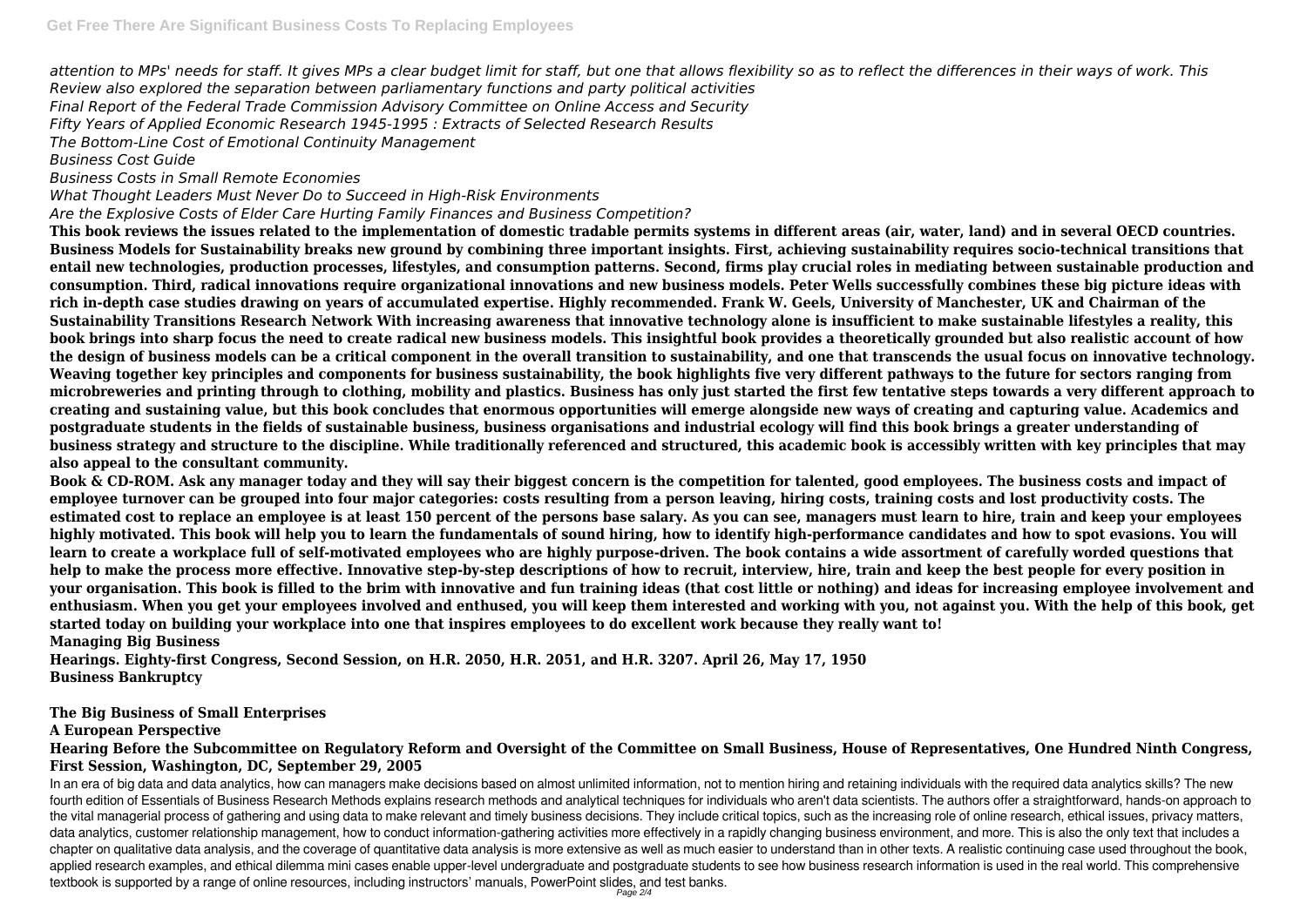*attention to MPs' needs for staff. It gives MPs a clear budget limit for staff, but one that allows flexibility so as to reflect the differences in their ways of work. This Review also explored the separation between parliamentary functions and party political activities*
*Final Report of the Federal Trade Commission Advisory Committee on Online Access and Security*
*Fifty Years of Applied Economic Research 1945-1995 : Extracts of Selected Research Results*
*The Bottom-Line Cost of Emotional Continuity Management*
*Business Cost Guide*
*Business Costs in Small Remote Economies*
*What Thought Leaders Must Never Do to Succeed in High-Risk Environments*
*Are the Explosive Costs of Elder Care Hurting Family Finances and Business Competition?*

**This book reviews the issues related to the implementation of domestic tradable permits systems in different areas (air, water, land) and in several OECD countries. Business Models for Sustainability breaks new ground by combining three important insights. First, achieving sustainability requires socio-technical transitions that entail new technologies, production processes, lifestyles, and consumption patterns. Second, firms play crucial roles in mediating between sustainable production and consumption. Third, radical innovations require organizational innovations and new business models. Peter Wells successfully combines these big picture ideas with rich in-depth case studies drawing on years of accumulated expertise. Highly recommended. Frank W. Geels, University of Manchester, UK and Chairman of the Sustainability Transitions Research Network With increasing awareness that innovative technology alone is insufficient to make sustainable lifestyles a reality, this book brings into sharp focus the need to create radical new business models. This insightful book provides a theoretically grounded but also realistic account of how the design of business models can be a critical component in the overall transition to sustainability, and one that transcends the usual focus on innovative technology. Weaving together key principles and components for business sustainability, the book highlights five very different pathways to the future for sectors ranging from microbreweries and printing through to clothing, mobility and plastics. Business has only just started the first few tentative steps towards a very different approach to creating and sustaining value, but this book concludes that enormous opportunities will emerge alongside new ways of creating and capturing value. Academics and postgraduate students in the fields of sustainable business, business organisations and industrial ecology will find this book brings a greater understanding of business strategy and structure to the discipline. While traditionally referenced and structured, this academic book is accessibly written with key principles that may also appeal to the consultant community.**

**Book & CD-ROM. Ask any manager today and they will say their biggest concern is the competition for talented, good employees. The business costs and impact of employee turnover can be grouped into four major categories: costs resulting from a person leaving, hiring costs, training costs and lost productivity costs. The estimated cost to replace an employee is at least 150 percent of the persons base salary. As you can see, managers must learn to hire, train and keep your employees highly motivated. This book will help you to learn the fundamentals of sound hiring, how to identify high-performance candidates and how to spot evasions. You will learn to create a workplace full of self-motivated employees who are highly purpose-driven. The book contains a wide assortment of carefully worded questions that help to make the process more effective. Innovative step-by-step descriptions of how to recruit, interview, hire, train and keep the best people for every position in your organisation. This book is filled to the brim with innovative and fun training ideas (that cost little or nothing) and ideas for increasing employee involvement and enthusiasm. When you get your employees involved and enthused, you will keep them interested and working with you, not against you. With the help of this book, get started today on building your workplace into one that inspires employees to do excellent work because they really want to!**

**Managing Big Business**
**Hearings. Eighty-first Congress, Second Session, on H.R. 2050, H.R. 2051, and H.R. 3207. April 26, May 17, 1950**
**Business Bankruptcy**

**The Big Business of Small Enterprises**
**A European Perspective**
**Hearing Before the Subcommittee on Regulatory Reform and Oversight of the Committee on Small Business, House of Representatives, One Hundred Ninth Congress, First Session, Washington, DC, September 29, 2005**

In an era of big data and data analytics, how can managers make decisions based on almost unlimited information, not to mention hiring and retaining individuals with the required data analytics skills? The new fourth edition of Essentials of Business Research Methods explains research methods and analytical techniques for individuals who aren't data scientists. The authors offer a straightforward, hands-on approach to the vital managerial process of gathering and using data to make relevant and timely business decisions. They include critical topics, such as the increasing role of online research, ethical issues, privacy matters, data analytics, customer relationship management, how to conduct information-gathering activities more effectively in a rapidly changing business environment, and more. This is also the only text that includes a chapter on qualitative data analysis, and the coverage of quantitative data analysis is more extensive as well as much easier to understand than in other texts. A realistic continuing case used throughout the book, applied research examples, and ethical dilemma mini cases enable upper-level undergraduate and postgraduate students to see how business research information is used in the real world. This comprehensive textbook is supported by a range of online resources, including instructors' manuals, PowerPoint slides, and test banks.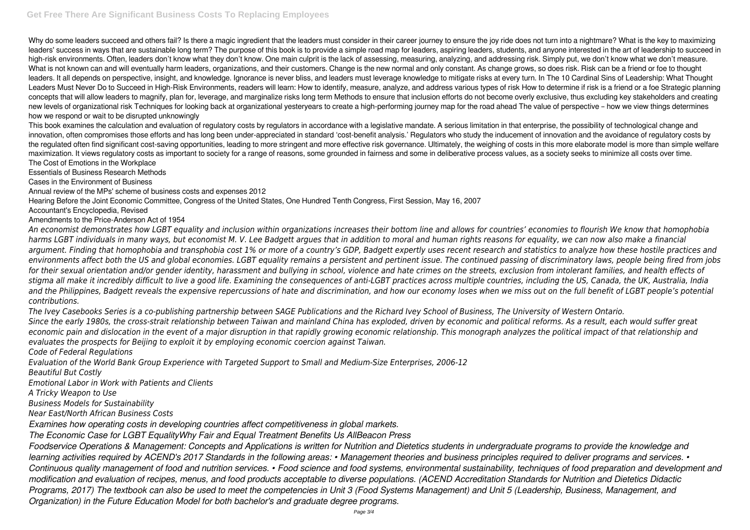Why do some leaders succeed and others fail? Is there a magic ingredient that the leaders must consider in their career journey to ensure the joy ride does not turn into a nightmare? What is the key to maximizing leaders' success in ways that are sustainable long term? The purpose of this book is to provide a simple road map for leaders, aspiring leaders, students, and anyone interested in the art of leadership to succeed in high-risk environments. Often, leaders don't know what they don't know. One main culprit is the lack of assessing, measuring, analyzing, and addressing risk. Simply put, we don't know what we don't measure. What is not known can and will eventually harm leaders, organizations, and their customers. Change is the new normal and only constant. As change grows, so does risk. Risk can be a friend or foe to thought leaders. It all depends on perspective, insight, and knowledge. Ignorance is never bliss, and leaders must leverage knowledge to mitigate risks at every turn. In The 10 Cardinal Sins of Leadership: What Thought Leaders Must Never Do to Succeed in High-Risk Environments, readers will learn: How to identify, measure, analyze, and address various types of risk How to determine if risk is a friend or a foe Strategic planning concepts that will allow leaders to magnify, plan for, leverage, and marginalize risks long term Methods to ensure that inclusion efforts do not become overly exclusive, thus excluding key stakeholders and creating new levels of organizational risk Techniques for looking back at organizational yesteryears to create a high-performing journey map for the road ahead The value of perspective – how we view things determines how we respond or wait to be disrupted unknowingly

This book examines the calculation and evaluation of regulatory costs by regulators in accordance with a legislative mandate. A serious limitation in that enterprise, the possibility of technological change and innovation, often compromises those efforts and has long been under-appreciated in standard 'cost-benefit analysis.' Regulators who study the inducement of innovation and the avoidance of regulatory costs by the regulated often find significant cost-saving opportunities, leading to more stringent and more effective risk governance. Ultimately, the weighing of costs in this more elaborate model is more than simple welfare maximization. It views regulatory costs as important to society for a range of reasons, some grounded in fairness and some in deliberative process values, as a society seeks to minimize all costs over time.

The Cost of Emotions in the Workplace

Essentials of Business Research Methods

Cases in the Environment of Business

Annual review of the MPs' scheme of business costs and expenses 2012

Hearing Before the Joint Economic Committee, Congress of the United States, One Hundred Tenth Congress, First Session, May 16, 2007

Accountant's Encyclopedia, Revised

Amendments to the Price-Anderson Act of 1954

*An economist demonstrates how LGBT equality and inclusion within organizations increases their bottom line and allows for countries' economies to flourish We know that homophobia harms LGBT individuals in many ways, but economist M. V. Lee Badgett argues that in addition to moral and human rights reasons for equality, we can now also make a financial argument. Finding that homophobia and transphobia cost 1% or more of a country's GDP, Badgett expertly uses recent research and statistics to analyze how these hostile practices and environments affect both the US and global economies. LGBT equality remains a persistent and pertinent issue. The continued passing of discriminatory laws, people being fired from jobs for their sexual orientation and/or gender identity, harassment and bullying in school, violence and hate crimes on the streets, exclusion from intolerant families, and health effects of stigma all make it incredibly difficult to live a good life. Examining the consequences of anti-LGBT practices across multiple countries, including the US, Canada, the UK, Australia, India and the Philippines, Badgett reveals the expensive repercussions of hate and discrimination, and how our economy loses when we miss out on the full benefit of LGBT people's potential contributions.*

*The Ivey Casebooks Series is a co-publishing partnership between SAGE Publications and the Richard Ivey School of Business, The University of Western Ontario.*

*Since the early 1980s, the cross-strait relationship between Taiwan and mainland China has exploded, driven by economic and political reforms. As a result, each would suffer great economic pain and dislocation in the event of a major disruption in that rapidly growing economic relationship. This monograph analyzes the political impact of that relationship and evaluates the prospects for Beijing to exploit it by employing economic coercion against Taiwan.*

*Code of Federal Regulations*

*Evaluation of the World Bank Group Experience with Targeted Support to Small and Medium-Size Enterprises, 2006-12*

*Beautiful But Costly*

*Emotional Labor in Work with Patients and Clients*

*A Tricky Weapon to Use*

*Business Models for Sustainability*

*Near East/North African Business Costs*

*Examines how operating costs in developing countries affect competitiveness in global markets.*

*The Economic Case for LGBT EqualityWhy Fair and Equal Treatment Benefits Us AllBeacon Press*

*Foodservice Operations & Management: Concepts and Applications is written for Nutrition and Dietetics students in undergraduate programs to provide the knowledge and learning activities required by ACEND's 2017 Standards in the following areas: • Management theories and business principles required to deliver programs and services. • Continuous quality management of food and nutrition services. • Food science and food systems, environmental sustainability, techniques of food preparation and development and modification and evaluation of recipes, menus, and food products acceptable to diverse populations. (ACEND Accreditation Standards for Nutrition and Dietetics Didactic Programs, 2017) The textbook can also be used to meet the competencies in Unit 3 (Food Systems Management) and Unit 5 (Leadership, Business, Management, and Organization) in the Future Education Model for both bachelor's and graduate degree programs.*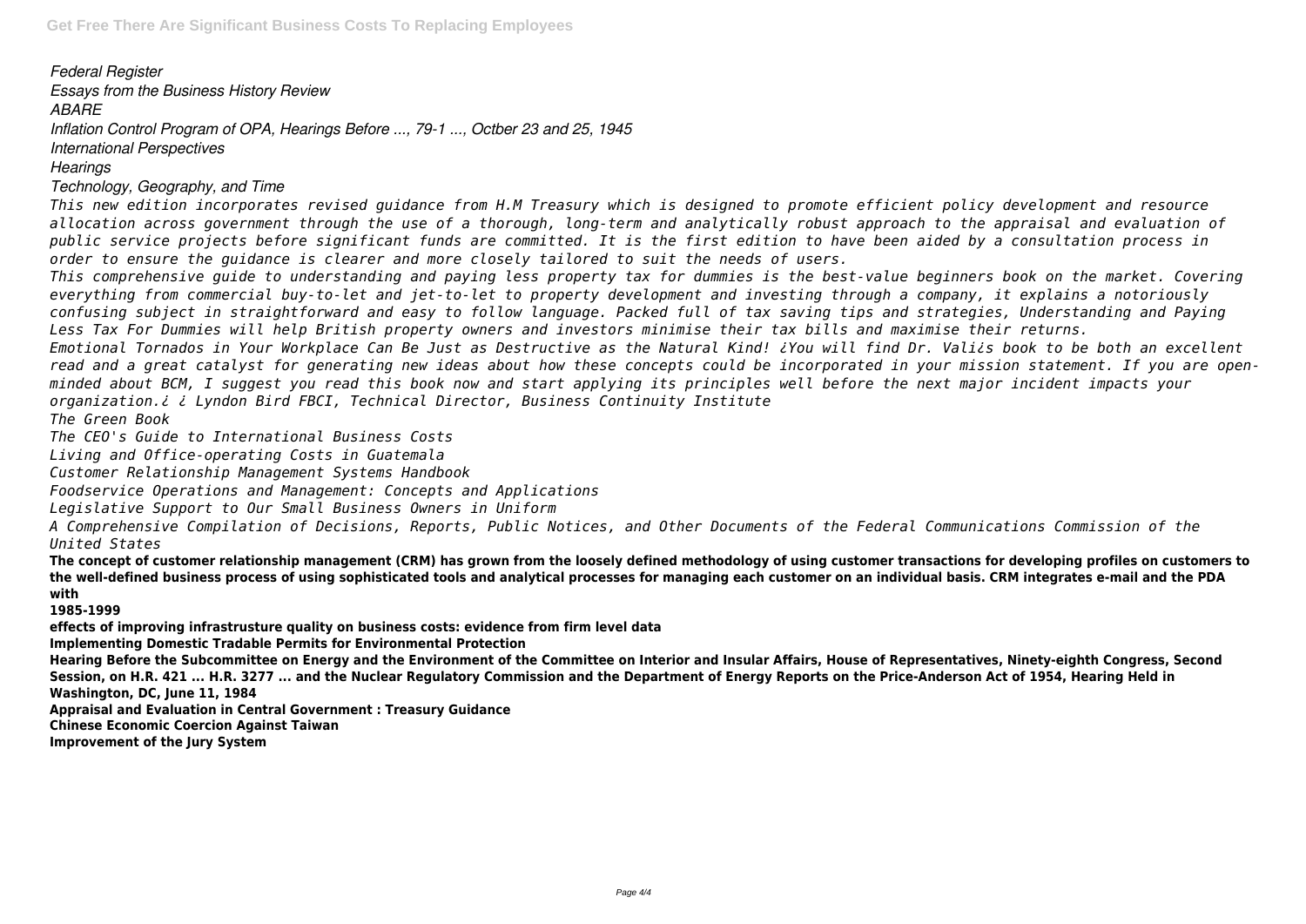*Federal Register*
*Essays from the Business History Review*
*ABARE*
*Inflation Control Program of OPA, Hearings Before ..., 79-1 ..., Octber 23 and 25, 1945*
*International Perspectives*
*Hearings*
*Technology, Geography, and Time*

*This new edition incorporates revised guidance from H.M Treasury which is designed to promote efficient policy development and resource allocation across government through the use of a thorough, long-term and analytically robust approach to the appraisal and evaluation of public service projects before significant funds are committed. It is the first edition to have been aided by a consultation process in order to ensure the guidance is clearer and more closely tailored to suit the needs of users.*

*This comprehensive guide to understanding and paying less property tax for dummies is the best-value beginners book on the market. Covering everything from commercial buy-to-let and jet-to-let to property development and investing through a company, it explains a notoriously confusing subject in straightforward and easy to follow language. Packed full of tax saving tips and strategies, Understanding and Paying Less Tax For Dummies will help British property owners and investors minimise their tax bills and maximise their returns.*

*Emotional Tornados in Your Workplace Can Be Just as Destructive as the Natural Kind! ¿You will find Dr. Vali¿s book to be both an excellent read and a great catalyst for generating new ideas about how these concepts could be incorporated in your mission statement. If you are open-minded about BCM, I suggest you read this book now and start applying its principles well before the next major incident impacts your organization.¿ ¿ Lyndon Bird FBCI, Technical Director, Business Continuity Institute*

*The Green Book*
*The CEO's Guide to International Business Costs*
*Living and Office-operating Costs in Guatemala*
*Customer Relationship Management Systems Handbook*
*Foodservice Operations and Management: Concepts and Applications*
*Legislative Support to Our Small Business Owners in Uniform*
*A Comprehensive Compilation of Decisions, Reports, Public Notices, and Other Documents of the Federal Communications Commission of the United States*

**The concept of customer relationship management (CRM) has grown from the loosely defined methodology of using customer transactions for developing profiles on customers to the well-defined business process of using sophisticated tools and analytical processes for managing each customer on an individual basis. CRM integrates e-mail and the PDA with**

**1985-1999**
**effects of improving infrastrusture quality on business costs: evidence from firm level data**
**Implementing Domestic Tradable Permits for Environmental Protection**
**Hearing Before the Subcommittee on Energy and the Environment of the Committee on Interior and Insular Affairs, House of Representatives, Ninety-eighth Congress, Second Session, on H.R. 421 ... H.R. 3277 ... and the Nuclear Regulatory Commission and the Department of Energy Reports on the Price-Anderson Act of 1954, Hearing Held in Washington, DC, June 11, 1984**
**Appraisal and Evaluation in Central Government : Treasury Guidance**
**Chinese Economic Coercion Against Taiwan**
**Improvement of the Jury System**